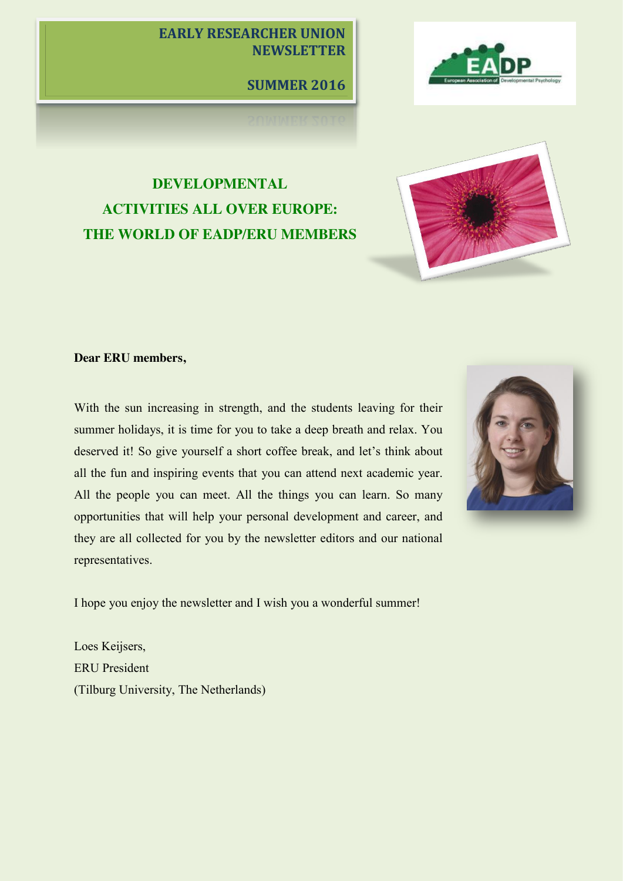# EARLY RESEARCHER UNION NEWSLETTER

## SUMMER 2016

## DEVELOPMENTAL ACTIVITIES ALL OVER EUROPE: THE WORLD OF EADP/ERU MEMBERS

**Dear ERU members,**

With the sun increasing in strength, and the students leaving for their summer holidays, it is time for you to take a deep breath and relax. You deserved it! So give yourself a short coffee break, and let's think about all the fun and inspiring events that you can attend next academic year. All the people you can meet. All the things you can learn. So many opportunities that will help your personal development and career, and they are all collected for you by the newsletter editors and our national representatives.

I hope you enjoy the newsletter and I wish you a wonderful summer!

Loes Keijsers,
ERU President
(Tilburg University, The Netherlands)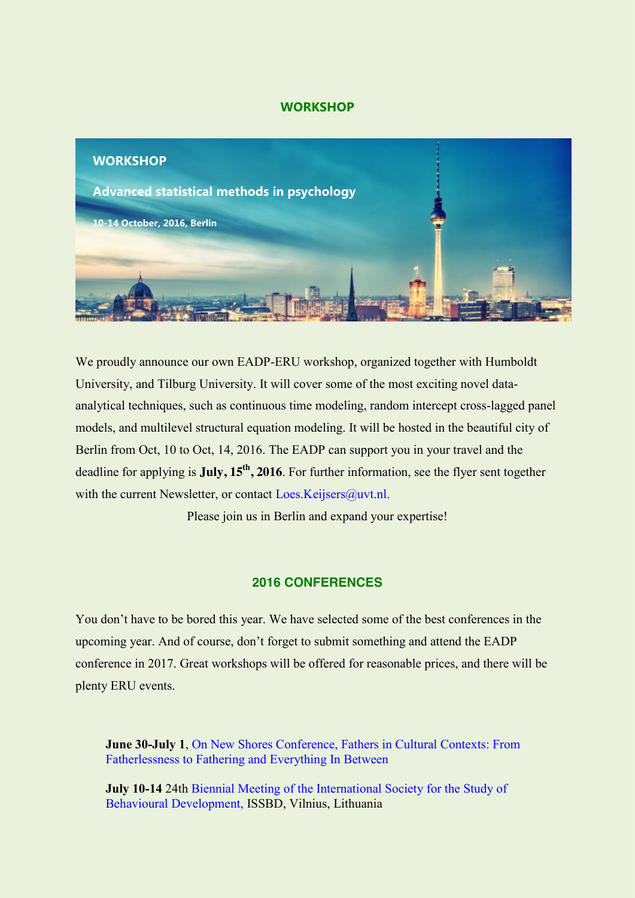## WORKSHOP

**WORKSHOP**

**Advanced statistical methods in psychology**

**10-14 October, 2016, Berlin**

We proudly announce our own EADP-ERU workshop, organized together with Humboldt University, and Tilburg University. It will cover some of the most exciting novel data-analytical techniques, such as continuous time modeling, random intercept cross-lagged panel models, and multilevel structural equation modeling. It will be hosted in the beautiful city of Berlin from Oct, 10 to Oct, 14, 2016. The EADP can support you in your travel and the deadline for applying is **July, 15th, 2016**. For further information, see the flyer sent together with the current Newsletter, or contact Loes.Keijsers@uvt.nl.

Please join us in Berlin and expand your expertise!

## 2016 CONFERENCES

You don't have to be bored this year. We have selected some of the best conferences in the upcoming year. And of course, don't forget to submit something and attend the EADP conference in 2017. Great workshops will be offered for reasonable prices, and there will be plenty ERU events.

**June 30-July 1**, On New Shores Conference, Fathers in Cultural Contexts: From Fatherlessness to Fathering and Everything In Between

**July 10-14** 24th Biennial Meeting of the International Society for the Study of Behavioural Development, ISSBD, Vilnius, Lithuania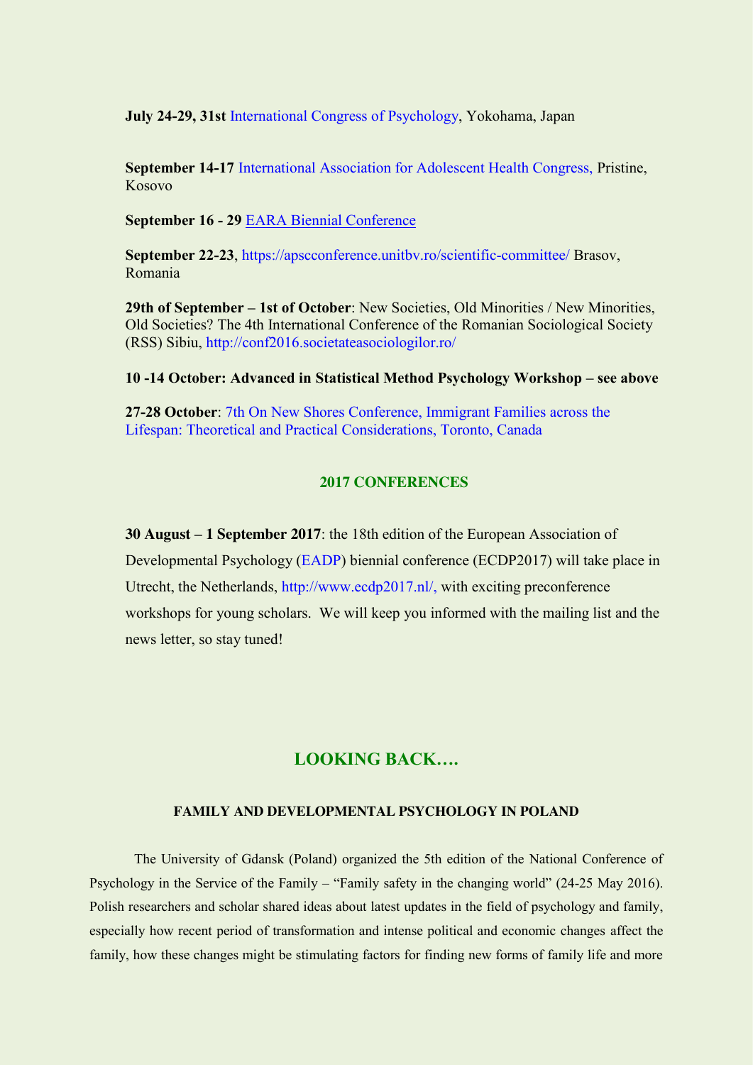**July 24-29, 31st** International Congress of Psychology, Yokohama, Japan

**September 14-17** International Association for Adolescent Health Congress, Pristine, Kosovo

**September 16 - 29** EARA Biennial Conference

**September 22-23**, https://apscconference.unitbv.ro/scientific-committee/ Brasov, Romania

**29th of September – 1st of October**: New Societies, Old Minorities / New Minorities, Old Societies? The 4th International Conference of the Romanian Sociological Society (RSS) Sibiu, http://conf2016.societateasociologilor.ro/

**10 -14 October: Advanced in Statistical Method Psychology Workshop – see above**

**27-28 October**: 7th On New Shores Conference, Immigrant Families across the Lifespan: Theoretical and Practical Considerations, Toronto, Canada

## 2017 CONFERENCES

**30 August – 1 September 2017**: the 18th edition of the European Association of Developmental Psychology (EADP) biennial conference (ECDP2017) will take place in Utrecht, the Netherlands, http://www.ecdp2017.nl/, with exciting preconference workshops for young scholars. We will keep you informed with the mailing list and the news letter, so stay tuned!

# LOOKING BACK….

### FAMILY AND DEVELOPMENTAL PSYCHOLOGY IN POLAND

The University of Gdansk (Poland) organized the 5th edition of the National Conference of Psychology in the Service of the Family – "Family safety in the changing world" (24-25 May 2016). Polish researchers and scholar shared ideas about latest updates in the field of psychology and family, especially how recent period of transformation and intense political and economic changes affect the family, how these changes might be stimulating factors for finding new forms of family life and more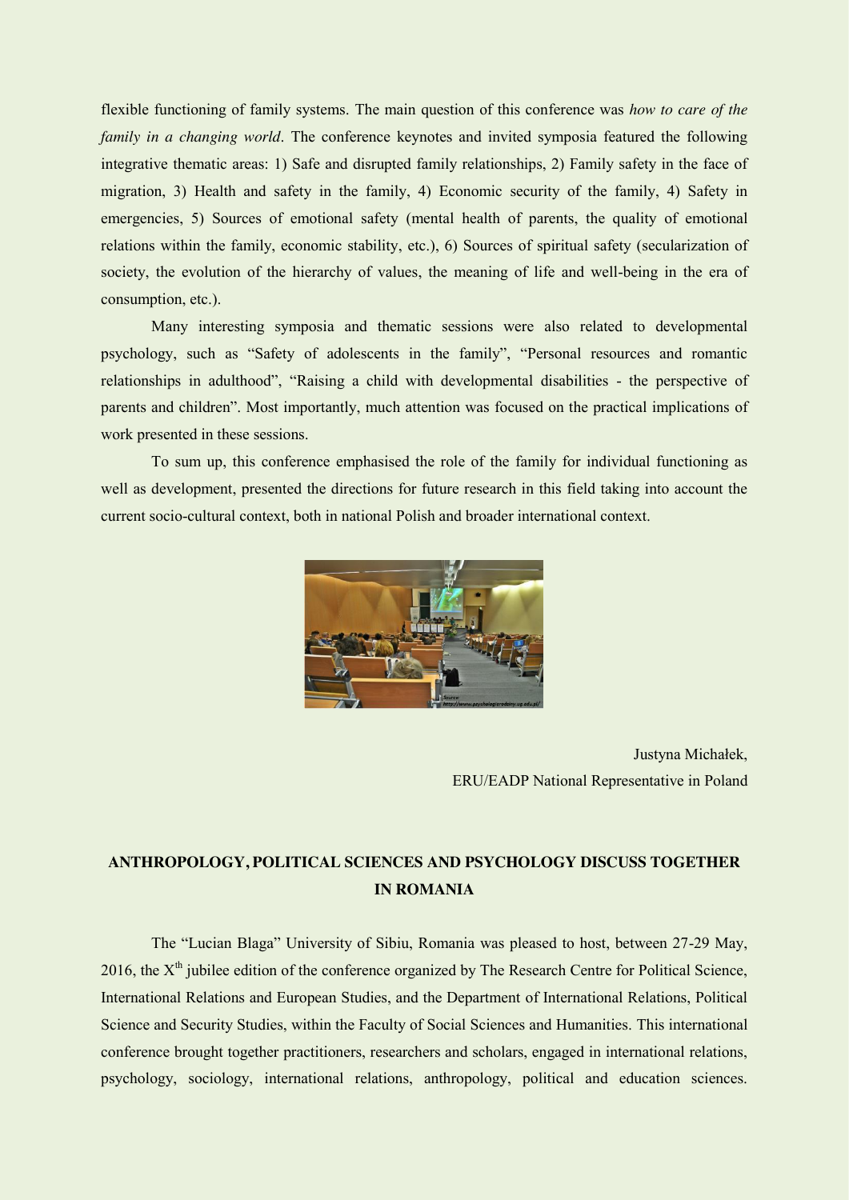flexible functioning of family systems. The main question of this conference was *how to care of the family in a changing world*. The conference keynotes and invited symposia featured the following integrative thematic areas: 1) Safe and disrupted family relationships, 2) Family safety in the face of migration, 3) Health and safety in the family, 4) Economic security of the family, 4) Safety in emergencies, 5) Sources of emotional safety (mental health of parents, the quality of emotional relations within the family, economic stability, etc.), 6) Sources of spiritual safety (secularization of society, the evolution of the hierarchy of values, the meaning of life and well-being in the era of consumption, etc.).

Many interesting symposia and thematic sessions were also related to developmental psychology, such as "Safety of adolescents in the family", "Personal resources and romantic relationships in adulthood", "Raising a child with developmental disabilities - the perspective of parents and children". Most importantly, much attention was focused on the practical implications of work presented in these sessions.

To sum up, this conference emphasised the role of the family for individual functioning as well as development, presented the directions for future research in this field taking into account the current socio-cultural context, both in national Polish and broader international context.

Justyna Michałek,
ERU/EADP National Representative in Poland

## ANTHROPOLOGY, POLITICAL SCIENCES AND PSYCHOLOGY DISCUSS TOGETHER IN ROMANIA

The "Lucian Blaga" University of Sibiu, Romania was pleased to host, between 27-29 May, 2016, the X[th] jubilee edition of the conference organized by The Research Centre for Political Science, International Relations and European Studies, and the Department of International Relations, Political Science and Security Studies, within the Faculty of Social Sciences and Humanities. This international conference brought together practitioners, researchers and scholars, engaged in international relations, psychology, sociology, international relations, anthropology, political and education sciences.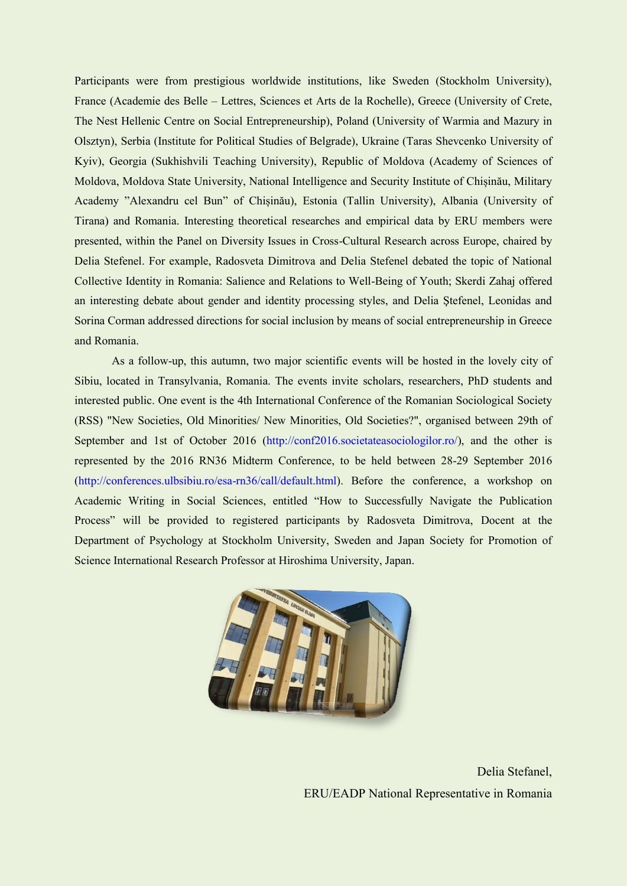Participants were from prestigious worldwide institutions, like Sweden (Stockholm University), France (Academie des Belle – Lettres, Sciences et Arts de la Rochelle), Greece (University of Crete, The Nest Hellenic Centre on Social Entrepreneurship), Poland (University of Warmia and Mazury in Olsztyn), Serbia (Institute for Political Studies of Belgrade), Ukraine (Taras Shevcenko University of Kyiv), Georgia (Sukhishvili Teaching University), Republic of Moldova (Academy of Sciences of Moldova, Moldova State University, National Intelligence and Security Institute of Chișinău, Military Academy "Alexandru cel Bun" of Chișinău), Estonia (Tallin University), Albania (University of Tirana) and Romania. Interesting theoretical researches and empirical data by ERU members were presented, within the Panel on Diversity Issues in Cross-Cultural Research across Europe, chaired by Delia Stefenel. For example, Radosveta Dimitrova and Delia Stefenel debated the topic of National Collective Identity in Romania: Salience and Relations to Well-Being of Youth; Skerdi Zahaj offered an interesting debate about gender and identity processing styles, and Delia Ștefenel, Leonidas and Sorina Corman addressed directions for social inclusion by means of social entrepreneurship in Greece and Romania.

As a follow-up, this autumn, two major scientific events will be hosted in the lovely city of Sibiu, located in Transylvania, Romania. The events invite scholars, researchers, PhD students and interested public. One event is the 4th International Conference of the Romanian Sociological Society (RSS) "New Societies, Old Minorities/ New Minorities, Old Societies?", organised between 29th of September and 1st of October 2016 (http://conf2016.societateasociologilor.ro/), and the other is represented by the 2016 RN36 Midterm Conference, to be held between 28-29 September 2016 (http://conferences.ulbsibiu.ro/esa-rn36/call/default.html). Before the conference, a workshop on Academic Writing in Social Sciences, entitled "How to Successfully Navigate the Publication Process" will be provided to registered participants by Radosveta Dimitrova, Docent at the Department of Psychology at Stockholm University, Sweden and Japan Society for Promotion of Science International Research Professor at Hiroshima University, Japan.

Delia Stefanel,
ERU/EADP National Representative in Romania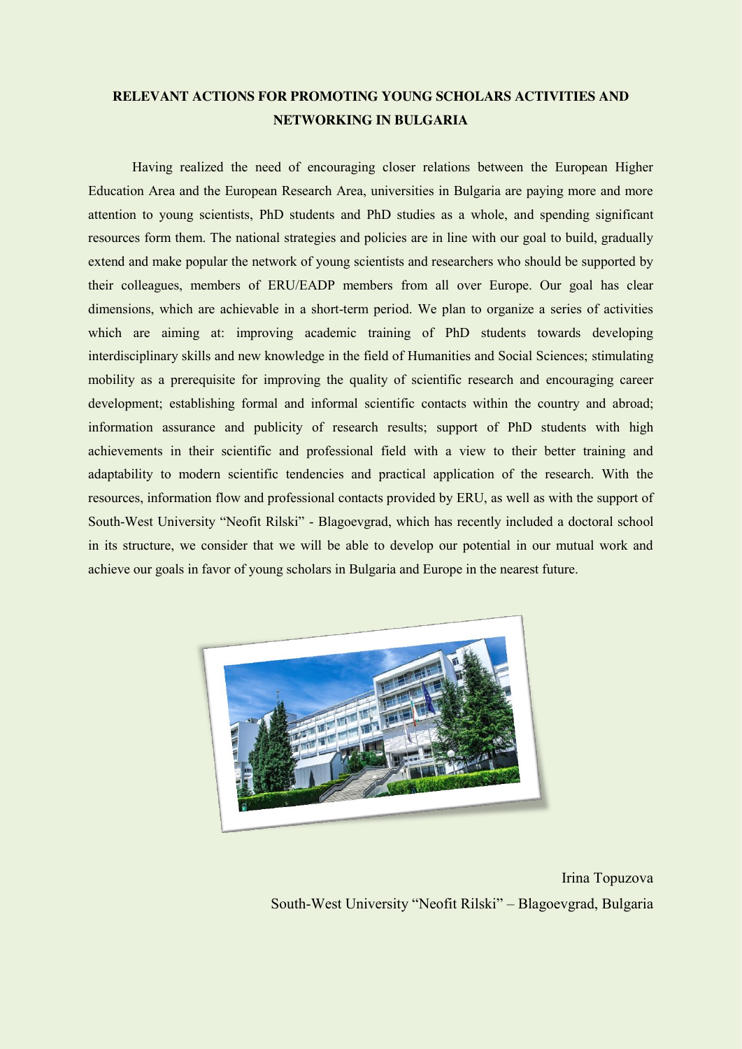**RELEVANT ACTIONS FOR PROMOTING YOUNG SCHOLARS ACTIVITIES AND NETWORKING IN BULGARIA**

Having realized the need of encouraging closer relations between the European Higher Education Area and the European Research Area, universities in Bulgaria are paying more and more attention to young scientists, PhD students and PhD studies as a whole, and spending significant resources form them. The national strategies and policies are in line with our goal to build, gradually extend and make popular the network of young scientists and researchers who should be supported by their colleagues, members of ERU/EADP members from all over Europe. Our goal has clear dimensions, which are achievable in a short-term period. We plan to organize a series of activities which are aiming at: improving academic training of PhD students towards developing interdisciplinary skills and new knowledge in the field of Humanities and Social Sciences; stimulating mobility as a prerequisite for improving the quality of scientific research and encouraging career development; establishing formal and informal scientific contacts within the country and abroad; information assurance and publicity of research results; support of PhD students with high achievements in their scientific and professional field with a view to their better training and adaptability to modern scientific tendencies and practical application of the research. With the resources, information flow and professional contacts provided by ERU, as well as with the support of South-West University "Neofit Rilski" - Blagoevgrad, which has recently included a doctoral school in its structure, we consider that we will be able to develop our potential in our mutual work and achieve our goals in favor of young scholars in Bulgaria and Europe in the nearest future.

Irina Topuzova
South-West University "Neofit Rilski" – Blagoevgrad, Bulgaria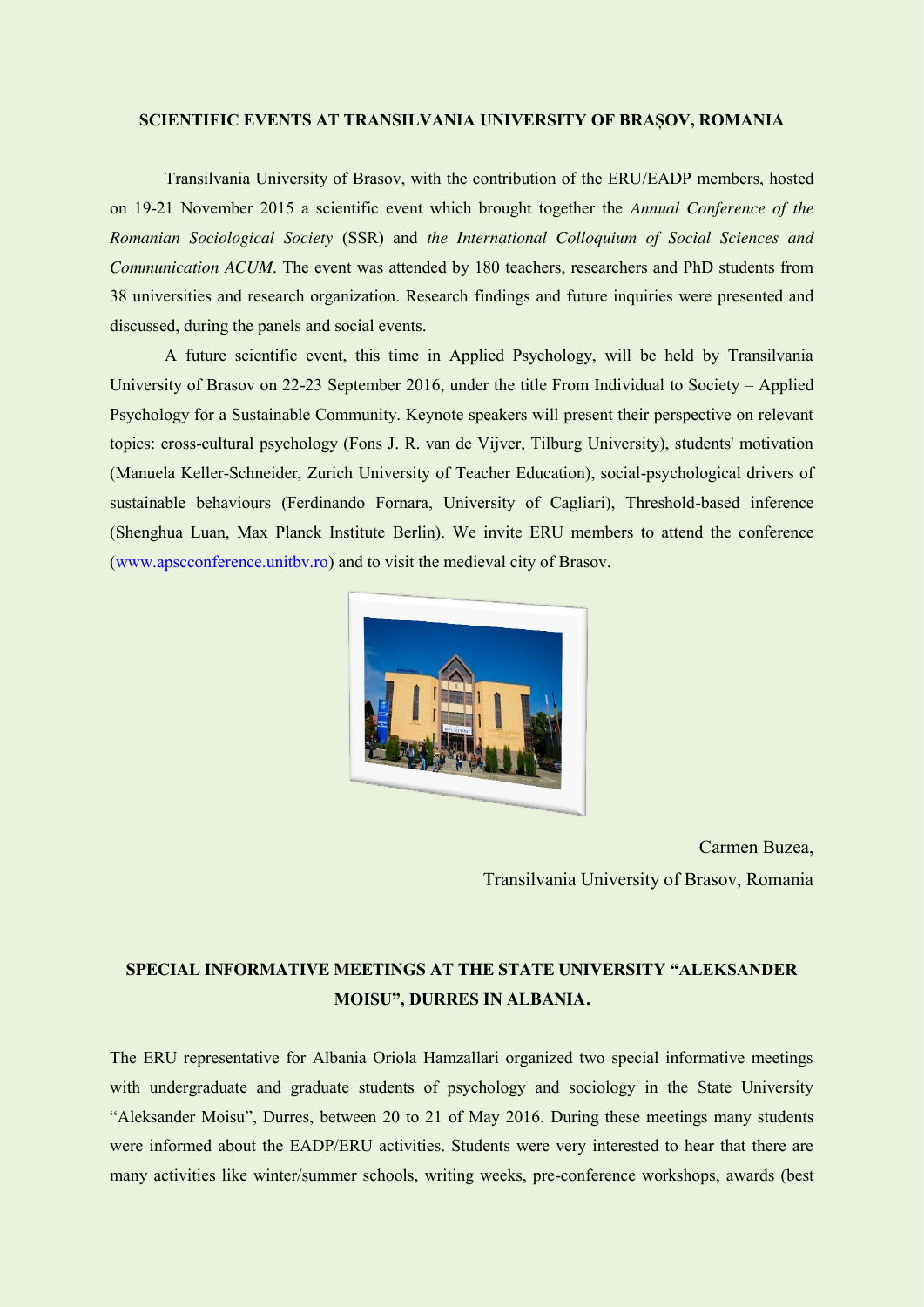## SCIENTIFIC EVENTS AT TRANSILVANIA UNIVERSITY OF BRAȘOV, ROMANIA

Transilvania University of Brasov, with the contribution of the ERU/EADP members, hosted on 19-21 November 2015 a scientific event which brought together the *Annual Conference of the Romanian Sociological Society* (SSR) and *the International Colloquium of Social Sciences and Communication ACUM*. The event was attended by 180 teachers, researchers and PhD students from 38 universities and research organization. Research findings and future inquiries were presented and discussed, during the panels and social events.

A future scientific event, this time in Applied Psychology, will be held by Transilvania University of Brasov on 22-23 September 2016, under the title From Individual to Society – Applied Psychology for a Sustainable Community. Keynote speakers will present their perspective on relevant topics: cross-cultural psychology (Fons J. R. van de Vijver, Tilburg University), students' motivation (Manuela Keller-Schneider, Zurich University of Teacher Education), social-psychological drivers of sustainable behaviours (Ferdinando Fornara, University of Cagliari), Threshold-based inference (Shenghua Luan, Max Planck Institute Berlin). We invite ERU members to attend the conference (www.apscconference.unitbv.ro) and to visit the medieval city of Brasov.

Carmen Buzea,
Transilvania University of Brasov, Romania

## SPECIAL INFORMATIVE MEETINGS AT THE STATE UNIVERSITY "ALEKSANDER MOISU", DURRES IN ALBANIA.

The ERU representative for Albania Oriola Hamzallari organized two special informative meetings with undergraduate and graduate students of psychology and sociology in the State University "Aleksander Moisu", Durres, between 20 to 21 of May 2016. During these meetings many students were informed about the EADP/ERU activities. Students were very interested to hear that there are many activities like winter/summer schools, writing weeks, pre-conference workshops, awards (best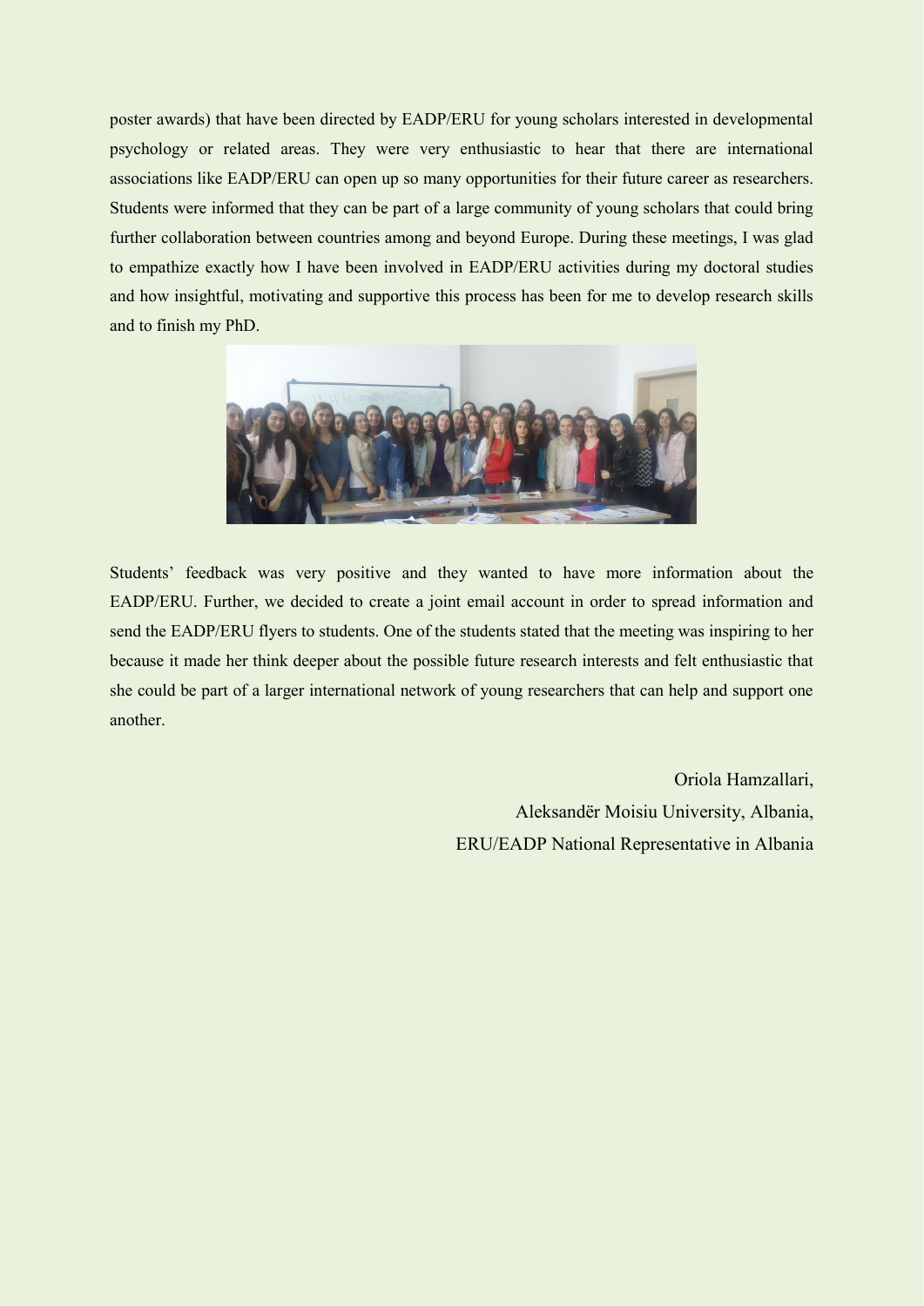poster awards) that have been directed by EADP/ERU for young scholars interested in developmental psychology or related areas. They were very enthusiastic to hear that there are international associations like EADP/ERU can open up so many opportunities for their future career as researchers. Students were informed that they can be part of a large community of young scholars that could bring further collaboration between countries among and beyond Europe. During these meetings, I was glad to empathize exactly how I have been involved in EADP/ERU activities during my doctoral studies and how insightful, motivating and supportive this process has been for me to develop research skills and to finish my PhD.

Students' feedback was very positive and they wanted to have more information about the EADP/ERU. Further, we decided to create a joint email account in order to spread information and send the EADP/ERU flyers to students. One of the students stated that the meeting was inspiring to her because it made her think deeper about the possible future research interests and felt enthusiastic that she could be part of a larger international network of young researchers that can help and support one another.

Oriola Hamzallari,  
Aleksandër Moisiu University, Albania,  
ERU/EADP National Representative in Albania